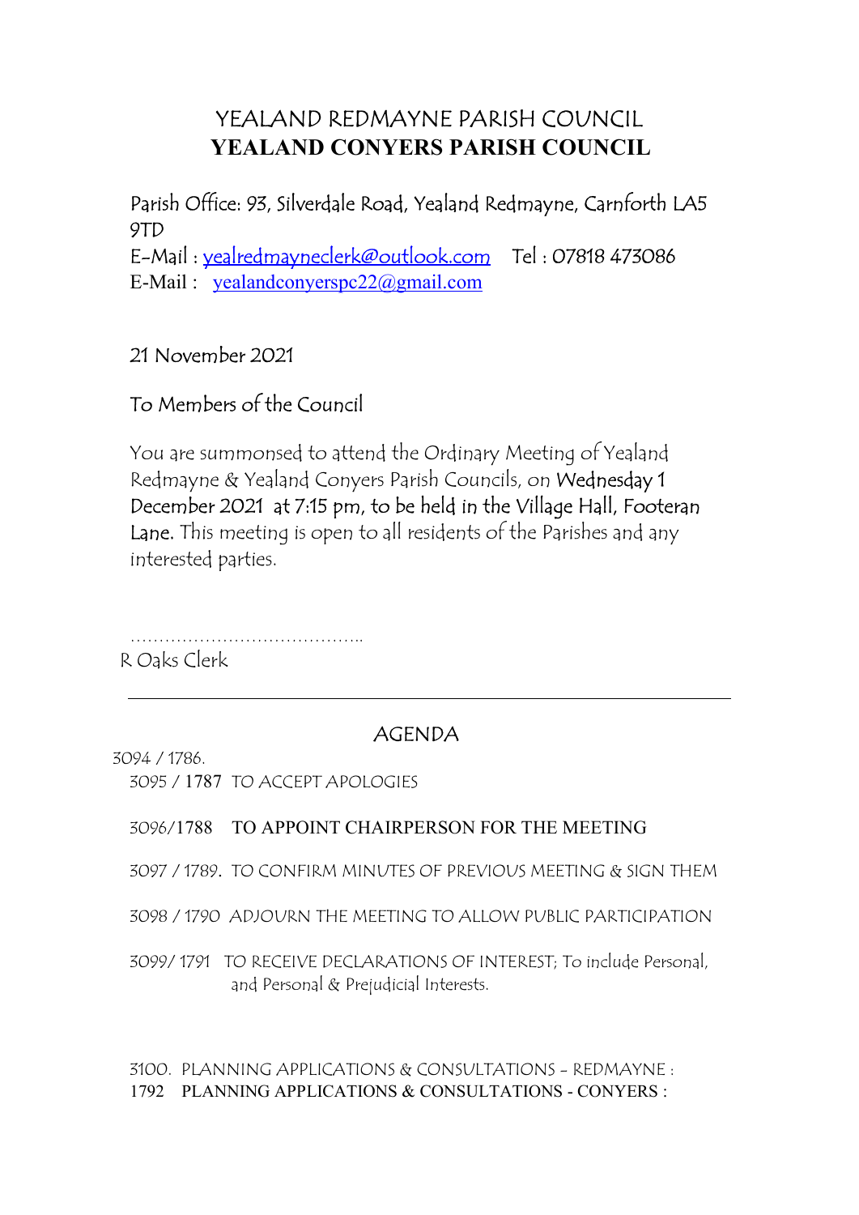# YEALAND REDMAYNE PARISH COUNCIL
# YEALAND CONYERS PARISH COUNCIL

Parish Office: 93, Silverdale Road, Yealand Redmayne, Carnforth LA5 9TD
E-Mail : yealredmayneclerk@outlook.com  Tel : 07818 473086
E-Mail : yealandconyerspc22@gmail.com

21 November 2021

To Members of the Council

You are summonsed to attend the Ordinary Meeting of Yealand Redmayne & Yealand Conyers Parish Councils, on Wednesday 1 December 2021 at 7:15 pm, to be held in the Village Hall, Footeran Lane. This meeting is open to all residents of the Parishes and any interested parties.

…………………………………..
R Oaks Clerk

---

## AGENDA

3094 / 1786.

3095 / 1787 TO ACCEPT APOLOGIES

3096/1788 TO APPOINT CHAIRPERSON FOR THE MEETING

3097 / 1789. TO CONFIRM MINUTES OF PREVIOUS MEETING & SIGN THEM

3098 / 1790 ADJOURN THE MEETING TO ALLOW PUBLIC PARTICIPATION

3099/ 1791 TO RECEIVE DECLARATIONS OF INTEREST; To include Personal, and Personal & Prejudicial Interests.

3100. PLANNING APPLICATIONS & CONSULTATIONS - REDMAYNE :
1792 PLANNING APPLICATIONS & CONSULTATIONS - CONYERS :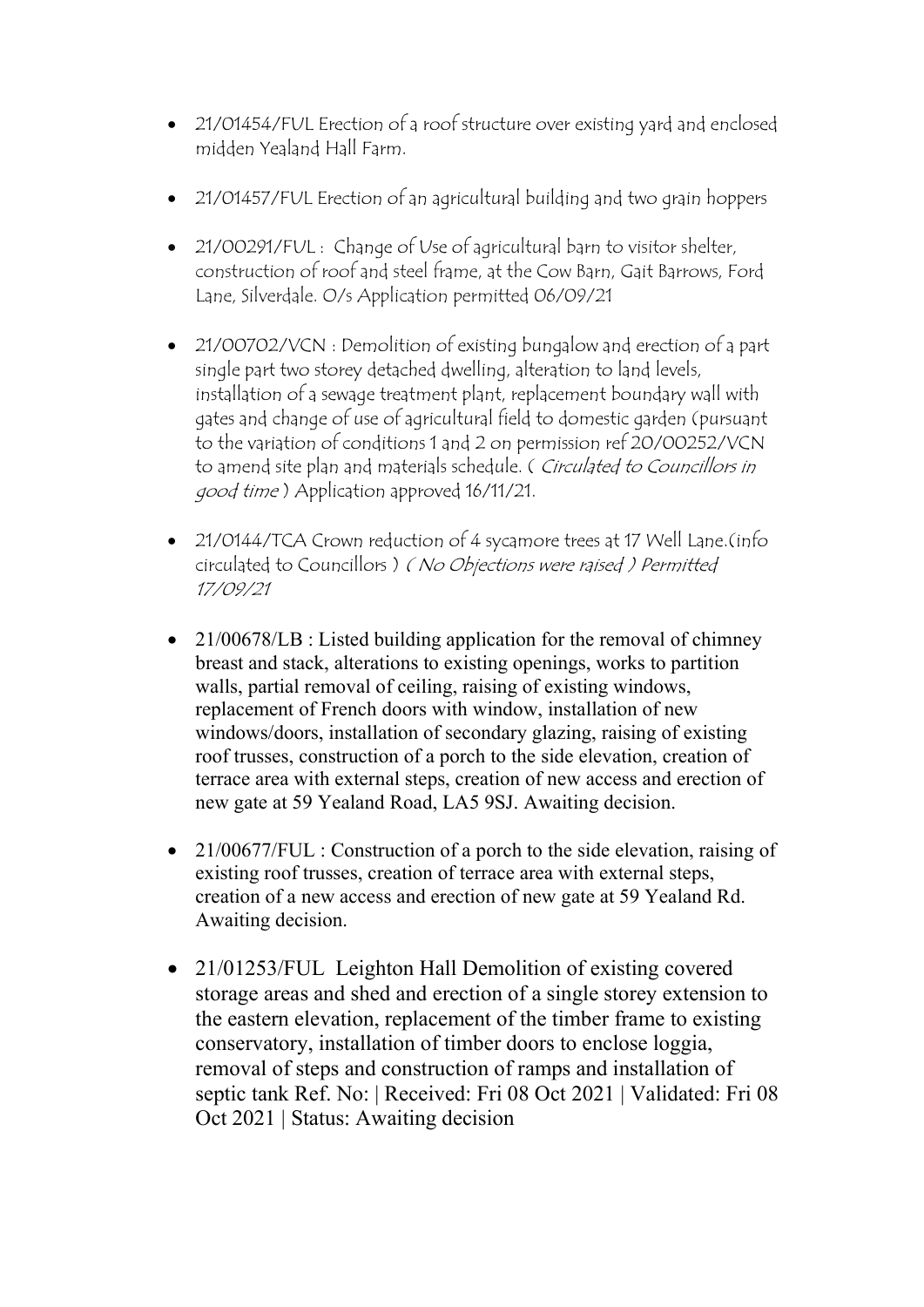- 21/01454/FUL Erection of a roof structure over existing yard and enclosed midden Yealand Hall Farm.

- 21/01457/FUL Erection of an agricultural building and two grain hoppers

- 21/00291/FUL : Change of Use of agricultural barn to visitor shelter, construction of roof and steel frame, at the Cow Barn, Gait Barrows, Ford Lane, Silverdale. O/s Application permitted 06/09/21

- 21/00702/VCN : Demolition of existing bungalow and erection of a part single part two storey detached dwelling, alteration to land levels, installation of a sewage treatment plant, replacement boundary wall with gates and change of use of agricultural field to domestic garden (pursuant to the variation of conditions 1 and 2 on permission ref 20/00252/VCN to amend site plan and materials schedule. ( *Circulated to Councillors in good time* ) Application approved 16/11/21.

- 21/0144/TCA Crown reduction of 4 sycamore trees at 17 Well Lane.(info circulated to Councillors ) *( No Objections were raised ) Permitted 17/09/21*

- 21/00678/LB : Listed building application for the removal of chimney breast and stack, alterations to existing openings, works to partition walls, partial removal of ceiling, raising of existing windows, replacement of French doors with window, installation of new windows/doors, installation of secondary glazing, raising of existing roof trusses, construction of a porch to the side elevation, creation of terrace area with external steps, creation of new access and erection of new gate at 59 Yealand Road, LA5 9SJ. Awaiting decision.

- 21/00677/FUL : Construction of a porch to the side elevation, raising of existing roof trusses, creation of terrace area with external steps, creation of a new access and erection of new gate at 59 Yealand Rd. Awaiting decision.

- 21/01253/FUL Leighton Hall Demolition of existing covered storage areas and shed and erection of a single storey extension to the eastern elevation, replacement of the timber frame to existing conservatory, installation of timber doors to enclose loggia, removal of steps and construction of ramps and installation of septic tank Ref. No: | Received: Fri 08 Oct 2021 | Validated: Fri 08 Oct 2021 | Status: Awaiting decision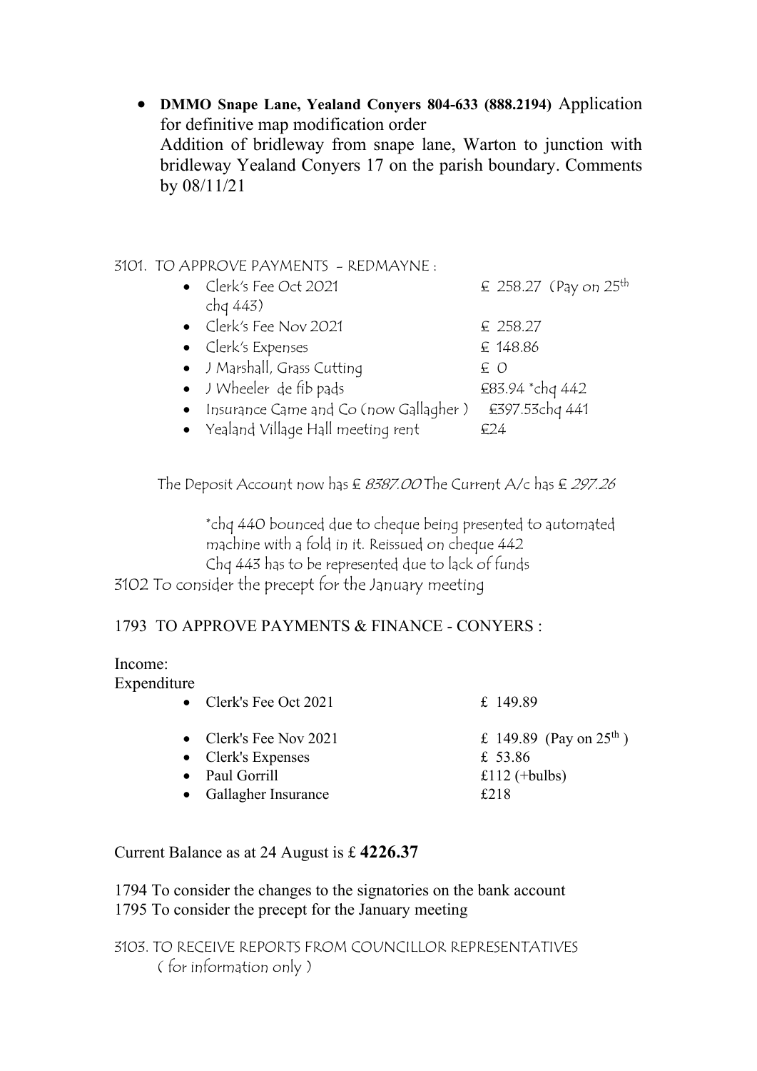- **DMMO Snape Lane, Yealand Conyers 804-633 (888.2194)** Application for definitive map modification order
  Addition of bridleway from snape lane, Warton to junction with bridleway Yealand Conyers 17 on the parish boundary. Comments by 08/11/21

3101. TO APPROVE PAYMENTS - REDMAYNE :

- Clerk's Fee Oct 2021 £ 258.27 (Pay on 25th chq 443)
- Clerk's Fee Nov 2021 £ 258.27
- Clerk's Expenses £ 148.86
- J Marshall, Grass Cutting £ 0
- J Wheeler de fib pads £83.94 *chq 442
- Insurance Came and Co (now Gallagher ) £397.53chq 441
- Yealand Village Hall meeting rent £24

The Deposit Account now has £ *8387.00* The Current A/c has £ *297.26*

*chq 440 bounced due to cheque being presented to automated machine with a fold in it. Reissued on cheque 442
Chq 443 has to be represented due to lack of funds

3102 To consider the precept for the January meeting

1793 TO APPROVE PAYMENTS & FINANCE - CONYERS :

Income:

Expenditure

- Clerk's Fee Oct 2021 £ 149.89
- Clerk's Fee Nov 2021 £ 149.89 (Pay on 25th )
- Clerk's Expenses £ 53.86
- Paul Gorrill £112 (+bulbs)
- Gallagher Insurance £218

Current Balance as at 24 August is £ **4226.37**

1794 To consider the changes to the signatories on the bank account

1795 To consider the precept for the January meeting

3103. TO RECEIVE REPORTS FROM COUNCILLOR REPRESENTATIVES ( for information only )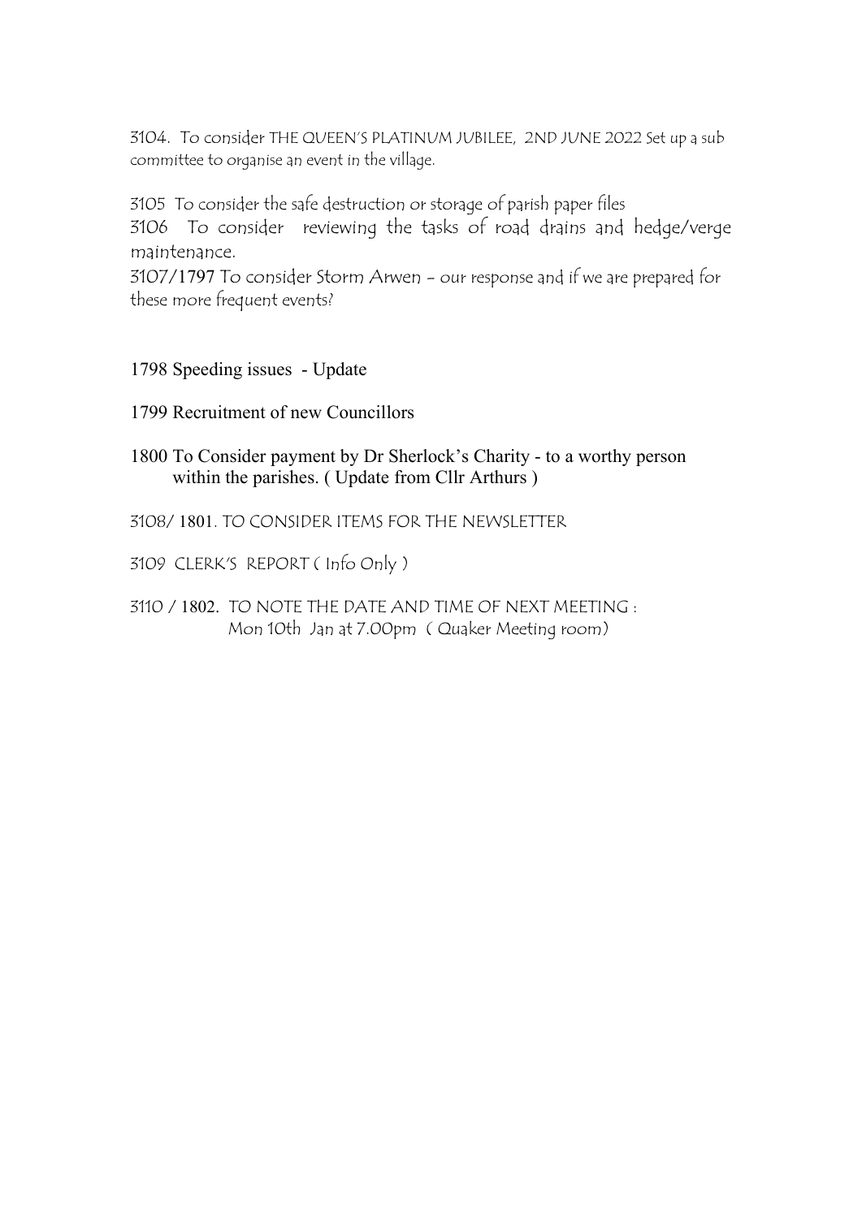3104. To consider THE QUEEN'S PLATINUM JUBILEE, 2ND JUNE 2022 Set up a sub committee to organise an event in the village.

3105 To consider the safe destruction or storage of parish paper files

3106 To consider reviewing the tasks of road drains and hedge/verge maintenance.

3107/1797 To consider Storm Arwen – our response and if we are prepared for these more frequent events?

1798 Speeding issues - Update

1799 Recruitment of new Councillors

1800 To Consider payment by Dr Sherlock's Charity - to a worthy person within the parishes. ( Update from Cllr Arthurs )

3108/ 1801. TO CONSIDER ITEMS FOR THE NEWSLETTER

3109 CLERK'S REPORT ( Info Only )

3110 / 1802. TO NOTE THE DATE AND TIME OF NEXT MEETING : Mon 10th Jan at 7.00pm ( Quaker Meeting room)